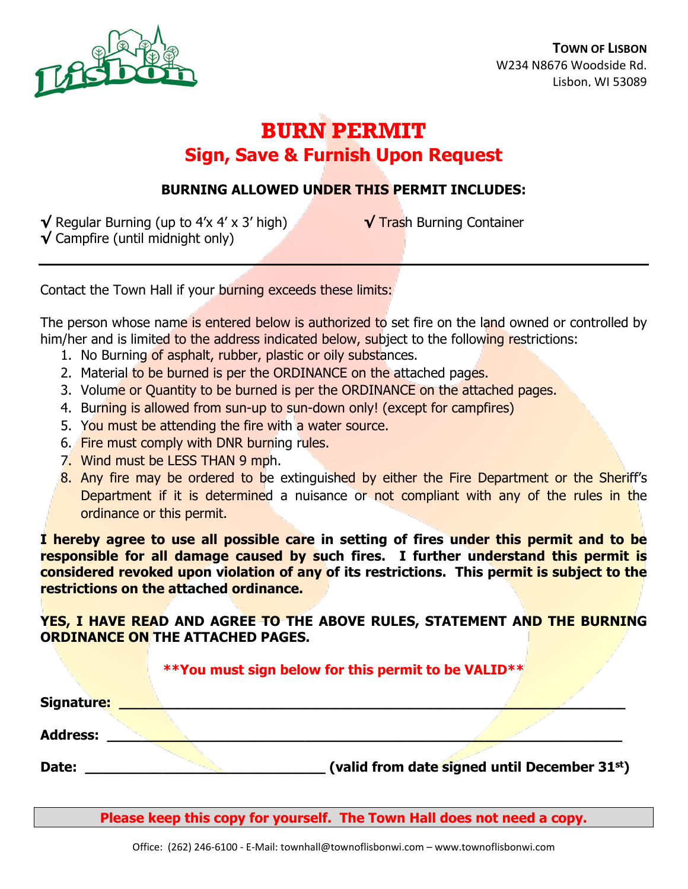**TOWN OF LISBON**
W234 N8676 Woodside Rd.
Lisbon, WI 53089

# BURN PERMIT

## Sign, Save & Furnish Upon Request

### BURNING ALLOWED UNDER THIS PERMIT INCLUDES:

√ Regular Burning (up to 4'x 4' x 3' high)
√ Campfire (until midnight only)
√ Trash Burning Container

---

Contact the Town Hall if your burning exceeds these limits:

The person whose name is entered below is authorized to set fire on the land owned or controlled by him/her and is limited to the address indicated below, subject to the following restrictions:

1. No Burning of asphalt, rubber, plastic or oily substances.
2. Material to be burned is per the ORDINANCE on the attached pages.
3. Volume or Quantity to be burned is per the ORDINANCE on the attached pages.
4. Burning is allowed from sun-up to sun-down only! (except for campfires)
5. You must be attending the fire with a water source.
6. Fire must comply with DNR burning rules.
7. Wind must be LESS THAN 9 mph.
8. Any fire may be ordered to be extinguished by either the Fire Department or the Sheriff's Department if it is determined a nuisance or not compliant with any of the rules in the ordinance or this permit.

**I hereby agree to use all possible care in setting of fires under this permit and to be responsible for all damage caused by such fires. I further understand this permit is considered revoked upon violation of any of its restrictions. This permit is subject to the restrictions on the attached ordinance.**

**YES, I HAVE READ AND AGREE TO THE ABOVE RULES, STATEMENT AND THE BURNING ORDINANCE ON THE ATTACHED PAGES.**

**\*\*You must sign below for this permit to be VALID\*\***

**Signature:** ____________________________________________

**Address:** ____________________________________________

**Date:** ______________________ **(valid from date signed until December 31st)**

**Please keep this copy for yourself. The Town Hall does not need a copy.**

Office: (262) 246-6100 - E-Mail: townhall@townoflisbonwi.com – www.townoflisbonwi.com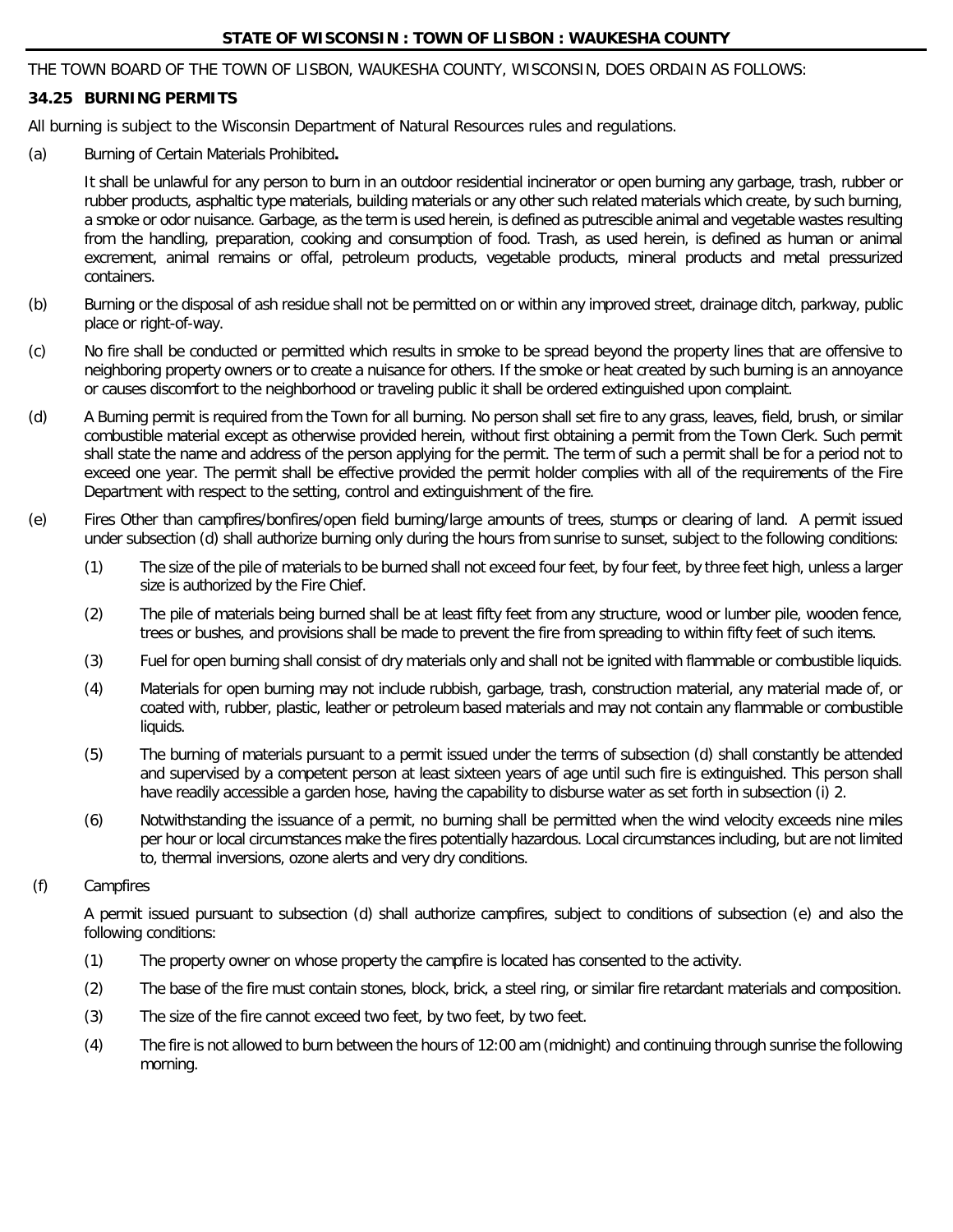**STATE OF WISCONSIN : TOWN OF LISBON : WAUKESHA COUNTY**

THE TOWN BOARD OF THE TOWN OF LISBON, WAUKESHA COUNTY, WISCONSIN, DOES ORDAIN AS FOLLOWS:

**34.25 BURNING PERMITS**

All burning is subject to the Wisconsin Department of Natural Resources rules and regulations.

(a) Burning of Certain Materials Prohibited**.**

It shall be unlawful for any person to burn in an outdoor residential incinerator or open burning any garbage, trash, rubber or rubber products, asphaltic type materials, building materials or any other such related materials which create, by such burning, a smoke or odor nuisance. Garbage, as the term is used herein, is defined as putrescible animal and vegetable wastes resulting from the handling, preparation, cooking and consumption of food. Trash, as used herein, is defined as human or animal excrement, animal remains or offal, petroleum products, vegetable products, mineral products and metal pressurized containers.

(b) Burning or the disposal of ash residue shall not be permitted on or within any improved street, drainage ditch, parkway, public place or right-of-way.

(c) No fire shall be conducted or permitted which results in smoke to be spread beyond the property lines that are offensive to neighboring property owners or to create a nuisance for others. If the smoke or heat created by such burning is an annoyance or causes discomfort to the neighborhood or traveling public it shall be ordered extinguished upon complaint.

(d) A Burning permit is required from the Town for all burning. No person shall set fire to any grass, leaves, field, brush, or similar combustible material except as otherwise provided herein, without first obtaining a permit from the Town Clerk. Such permit shall state the name and address of the person applying for the permit. The term of such a permit shall be for a period not to exceed one year. The permit shall be effective provided the permit holder complies with all of the requirements of the Fire Department with respect to the setting, control and extinguishment of the fire.

(e) Fires Other than campfires/bonfires/open field burning/large amounts of trees, stumps or clearing of land. A permit issued under subsection (d) shall authorize burning only during the hours from sunrise to sunset, subject to the following conditions:

(1) The size of the pile of materials to be burned shall not exceed four feet, by four feet, by three feet high, unless a larger size is authorized by the Fire Chief.

(2) The pile of materials being burned shall be at least fifty feet from any structure, wood or lumber pile, wooden fence, trees or bushes, and provisions shall be made to prevent the fire from spreading to within fifty feet of such items.

(3) Fuel for open burning shall consist of dry materials only and shall not be ignited with flammable or combustible liquids.

(4) Materials for open burning may not include rubbish, garbage, trash, construction material, any material made of, or coated with, rubber, plastic, leather or petroleum based materials and may not contain any flammable or combustible liquids.

(5) The burning of materials pursuant to a permit issued under the terms of subsection (d) shall constantly be attended and supervised by a competent person at least sixteen years of age until such fire is extinguished. This person shall have readily accessible a garden hose, having the capability to disburse water as set forth in subsection (i) 2.

(6) Notwithstanding the issuance of a permit, no burning shall be permitted when the wind velocity exceeds nine miles per hour or local circumstances make the fires potentially hazardous. Local circumstances including, but are not limited to, thermal inversions, ozone alerts and very dry conditions.

(f) Campfires

A permit issued pursuant to subsection (d) shall authorize campfires, subject to conditions of subsection (e) and also the following conditions:

(1) The property owner on whose property the campfire is located has consented to the activity.

(2) The base of the fire must contain stones, block, brick, a steel ring, or similar fire retardant materials and composition.

(3) The size of the fire cannot exceed two feet, by two feet, by two feet.

(4) The fire is not allowed to burn between the hours of 12:00 am (midnight) and continuing through sunrise the following morning.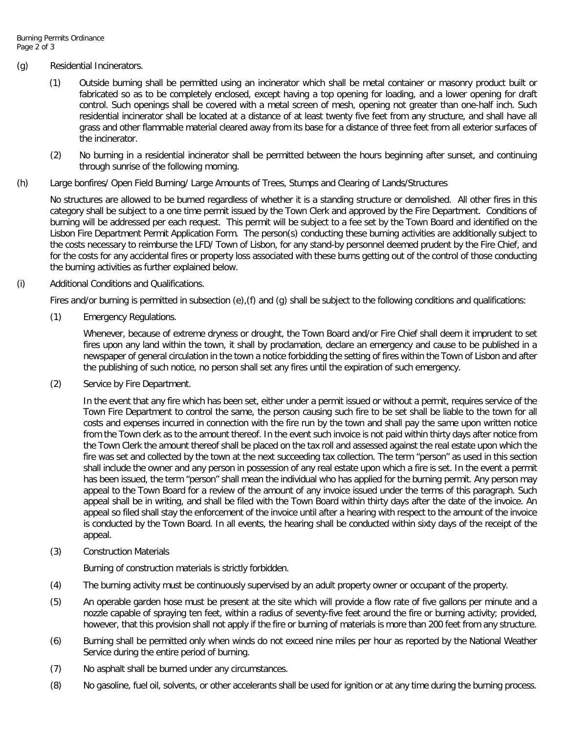(g) Residential Incinerators.

(1) Outside burning shall be permitted using an incinerator which shall be metal container or masonry product built or fabricated so as to be completely enclosed, except having a top opening for loading, and a lower opening for draft control. Such openings shall be covered with a metal screen of mesh, opening not greater than one-half inch. Such residential incinerator shall be located at a distance of at least twenty five feet from any structure, and shall have all grass and other flammable material cleared away from its base for a distance of three feet from all exterior surfaces of the incinerator.

(2) No burning in a residential incinerator shall be permitted between the hours beginning after sunset, and continuing through sunrise of the following morning.

(h) Large bonfires/ Open Field Burning/ Large Amounts of Trees, Stumps and Clearing of Lands/Structures

No structures are allowed to be burned regardless of whether it is a standing structure or demolished. All other fires in this category shall be subject to a one time permit issued by the Town Clerk and approved by the Fire Department. Conditions of burning will be addressed per each request. This permit will be subject to a fee set by the Town Board and identified on the Lisbon Fire Department Permit Application Form. The person(s) conducting these burning activities are additionally subject to the costs necessary to reimburse the LFD/ Town of Lisbon, for any stand-by personnel deemed prudent by the Fire Chief, and for the costs for any accidental fires or property loss associated with these burns getting out of the control of those conducting the burning activities as further explained below.

(i) Additional Conditions and Qualifications.

Fires and/or burning is permitted in subsection (e),(f) and (g) shall be subject to the following conditions and qualifications:

(1) Emergency Regulations.

Whenever, because of extreme dryness or drought, the Town Board and/or Fire Chief shall deem it imprudent to set fires upon any land within the town, it shall by proclamation, declare an emergency and cause to be published in a newspaper of general circulation in the town a notice forbidding the setting of fires within the Town of Lisbon and after the publishing of such notice, no person shall set any fires until the expiration of such emergency.

(2) Service by Fire Department.

In the event that any fire which has been set, either under a permit issued or without a permit, requires service of the Town Fire Department to control the same, the person causing such fire to be set shall be liable to the town for all costs and expenses incurred in connection with the fire run by the town and shall pay the same upon written notice from the Town clerk as to the amount thereof. In the event such invoice is not paid within thirty days after notice from the Town Clerk the amount thereof shall be placed on the tax roll and assessed against the real estate upon which the fire was set and collected by the town at the next succeeding tax collection. The term "person" as used in this section shall include the owner and any person in possession of any real estate upon which a fire is set. In the event a permit has been issued, the term "person" shall mean the individual who has applied for the burning permit. Any person may appeal to the Town Board for a review of the amount of any invoice issued under the terms of this paragraph. Such appeal shall be in writing, and shall be filed with the Town Board within thirty days after the date of the invoice. An appeal so filed shall stay the enforcement of the invoice until after a hearing with respect to the amount of the invoice is conducted by the Town Board. In all events, the hearing shall be conducted within sixty days of the receipt of the appeal.

(3) Construction Materials

Burning of construction materials is strictly forbidden.

(4) The burning activity must be continuously supervised by an adult property owner or occupant of the property.

(5) An operable garden hose must be present at the site which will provide a flow rate of five gallons per minute and a nozzle capable of spraying ten feet, within a radius of seventy-five feet around the fire or burning activity; provided, however, that this provision shall not apply if the fire or burning of materials is more than 200 feet from any structure.

(6) Burning shall be permitted only when winds do not exceed nine miles per hour as reported by the National Weather Service during the entire period of burning.

(7) No asphalt shall be burned under any circumstances.

(8) No gasoline, fuel oil, solvents, or other accelerants shall be used for ignition or at any time during the burning process.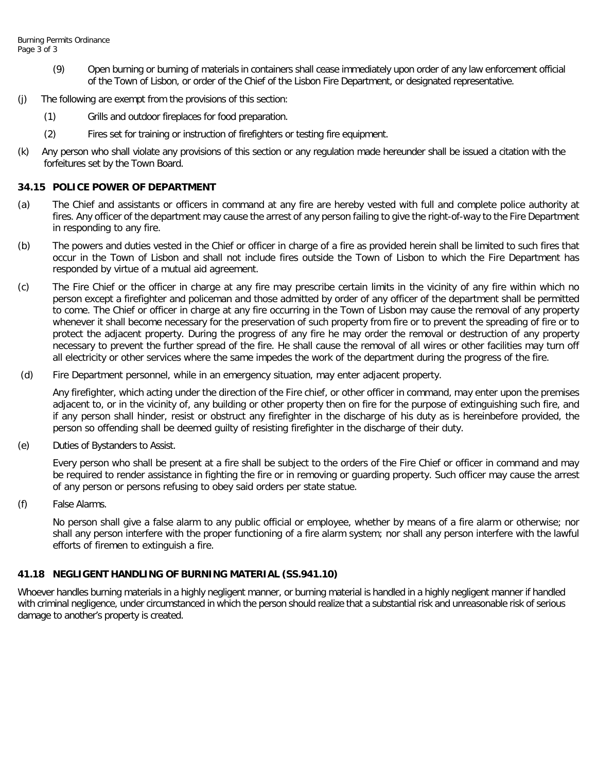(9) Open burning or burning of materials in containers shall cease immediately upon order of any law enforcement official of the Town of Lisbon, or order of the Chief of the Lisbon Fire Department, or designated representative.

(j) The following are exempt from the provisions of this section:

(1) Grills and outdoor fireplaces for food preparation.

(2) Fires set for training or instruction of firefighters or testing fire equipment.

(k) Any person who shall violate any provisions of this section or any regulation made hereunder shall be issued a citation with the forfeitures set by the Town Board.

## 34.15 POLICE POWER OF DEPARTMENT

(a) The Chief and assistants or officers in command at any fire are hereby vested with full and complete police authority at fires. Any officer of the department may cause the arrest of any person failing to give the right-of-way to the Fire Department in responding to any fire.

(b) The powers and duties vested in the Chief or officer in charge of a fire as provided herein shall be limited to such fires that occur in the Town of Lisbon and shall not include fires outside the Town of Lisbon to which the Fire Department has responded by virtue of a mutual aid agreement.

(c) The Fire Chief or the officer in charge at any fire may prescribe certain limits in the vicinity of any fire within which no person except a firefighter and policeman and those admitted by order of any officer of the department shall be permitted to come. The Chief or officer in charge at any fire occurring in the Town of Lisbon may cause the removal of any property whenever it shall become necessary for the preservation of such property from fire or to prevent the spreading of fire or to protect the adjacent property. During the progress of any fire he may order the removal or destruction of any property necessary to prevent the further spread of the fire. He shall cause the removal of all wires or other facilities may turn off all electricity or other services where the same impedes the work of the department during the progress of the fire.

(d) Fire Department personnel, while in an emergency situation, may enter adjacent property.

Any firefighter, which acting under the direction of the Fire chief, or other officer in command, may enter upon the premises adjacent to, or in the vicinity of, any building or other property then on fire for the purpose of extinguishing such fire, and if any person shall hinder, resist or obstruct any firefighter in the discharge of his duty as is hereinbefore provided, the person so offending shall be deemed guilty of resisting firefighter in the discharge of their duty.

(e) Duties of Bystanders to Assist.

Every person who shall be present at a fire shall be subject to the orders of the Fire Chief or officer in command and may be required to render assistance in fighting the fire or in removing or guarding property. Such officer may cause the arrest of any person or persons refusing to obey said orders per state statue.

(f) False Alarms.

No person shall give a false alarm to any public official or employee, whether by means of a fire alarm or otherwise; nor shall any person interfere with the proper functioning of a fire alarm system; nor shall any person interfere with the lawful efforts of firemen to extinguish a fire.

## 41.18 NEGLIGENT HANDLING OF BURNING MATERIAL (SS.941.10)

Whoever handles burning materials in a highly negligent manner, or burning material is handled in a highly negligent manner if handled with criminal negligence, under circumstanced in which the person should realize that a substantial risk and unreasonable risk of serious damage to another's property is created.